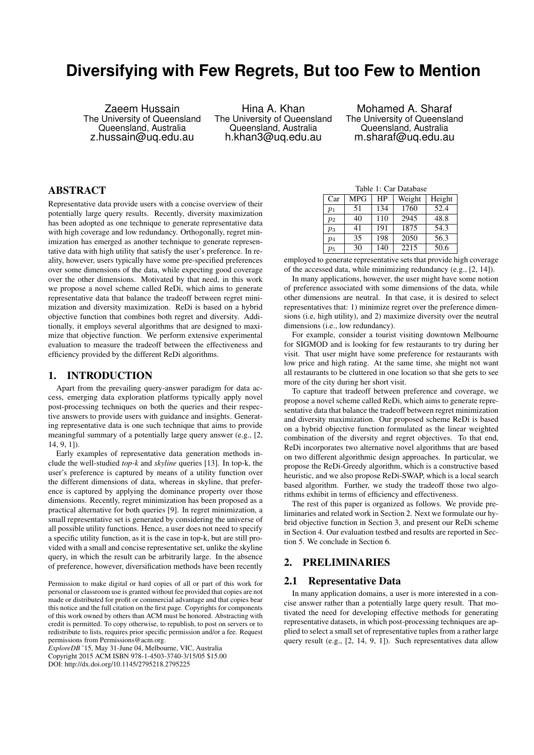# Diversifying with Few Regrets, But too Few to Mention

Zaeem Hussain
The University of Queensland
Queensland, Australia
z.hussain@uq.edu.au

Hina A. Khan
The University of Queensland
Queensland, Australia
h.khan3@uq.edu.au

Mohamed A. Sharaf
The University of Queensland
Queensland, Australia
m.sharaf@uq.edu.au

## ABSTRACT

Representative data provide users with a concise overview of their potentially large query results. Recently, diversity maximization has been adopted as one technique to generate representative data with high coverage and low redundancy. Orthogonally, regret minimization has emerged as another technique to generate representative data with high utility that satisfy the user's preference. In reality, however, users typically have some pre-specified preferences over some dimensions of the data, while expecting good coverage over the other dimensions. Motivated by that need, in this work we propose a novel scheme called ReDi, which aims to generate representative data that balance the tradeoff between regret minimization and diversity maximization. ReDi is based on a hybrid objective function that combines both regret and diversity. Additionally, it employs several algorithms that are designed to maximize that objective function. We perform extensive experimental evaluation to measure the tradeoff between the effectiveness and efficiency provided by the different ReDi algorithms.

## 1. INTRODUCTION

Apart from the prevailing query-answer paradigm for data access, emerging data exploration platforms typically apply novel post-processing techniques on both the queries and their respective answers to provide users with guidance and insights. Generating representative data is one such technique that aims to provide meaningful summary of a potentially large query answer (e.g., [2, 14, 9, 1]).

Early examples of representative data generation methods include the well-studied *top-k* and *skyline* queries [13]. In top-k, the user's preference is captured by means of a utility function over the different dimensions of data, whereas in skyline, that preference is captured by applying the dominance property over those dimensions. Recently, regret minimization has been proposed as a practical alternative for both queries [9]. In regret minimization, a small representative set is generated by considering the universe of all possible utility functions. Hence, a user does not need to specify a specific utility function, as it is the case in top-k, but are still provided with a small and concise representative set, unlike the skyline query, in which the result can be arbitrarily large. In the absence of preference, however, diversification methods have been recently employed to generate representative sets that provide high coverage of the accessed data, while minimizing redundancy (e.g., [2, 14]).

Table 1: Car Database

| Car | MPG | HP | Weight | Height |
|---|---|---|---|---|
| $p_1$ | 51 | 134 | 1760 | 52.4 |
| $p_2$ | 40 | 110 | 2945 | 48.8 |
| $p_3$ | 41 | 191 | 1875 | 54.3 |
| $p_4$ | 35 | 198 | 2050 | 56.3 |
| $p_5$ | 30 | 140 | 2215 | 50.6 |

In many applications, however, the user might have some notion of preference associated with some dimensions of the data, while other dimensions are neutral. In that case, it is desired to select representatives that: 1) minimize regret over the preference dimensions (i.e, high utility), and 2) maximize diversity over the neutral dimensions (i.e., low redundancy).

For example, consider a tourist visiting downtown Melbourne for SIGMOD and is looking for few restaurants to try during her visit. That user might have some preference for restaurants with low price and high rating. At the same time, she might not want all restaurants to be cluttered in one location so that she gets to see more of the city during her short visit.

To capture that tradeoff between preference and coverage, we propose a novel scheme called ReDi, which aims to generate representative data that balance the tradeoff between regret minimization and diversity maximization. Our proposed scheme ReDi is based on a hybrid objective function formulated as the linear weighted combination of the diversity and regret objectives. To that end, ReDi incorporates two alternative novel algorithms that are based on two different algorithmic design approaches. In particular, we propose the ReDi-Greedy algorithm, which is a constructive based heuristic, and we also propose ReDi-SWAP, which is a local search based algorithm. Further, we study the tradeoff those two algorithms exhibit in terms of efficiency and effectiveness.

The rest of this paper is organized as follows. We provide preliminaries and related work in Section 2. Next we formulate our hybrid objective function in Section 3, and present our ReDi scheme in Section 4. Our evaluation testbed and results are reported in Section 5. We conclude in Section 6.

## 2. PRELIMINARIES

### 2.1 Representative Data

In many application domains, a user is more interested in a concise answer rather than a potentially large query result. That motivated the need for developing effective methods for generating representative datasets, in which post-processing techniques are applied to select a small set of representative tuples from a rather large query result (e.g., [2, 14, 9, 1]). Such representatives data allow

Permission to make digital or hard copies of all or part of this work for personal or classroom use is granted without fee provided that copies are not made or distributed for profit or commercial advantage and that copies bear this notice and the full citation on the first page. Copyrights for components of this work owned by others than ACM must be honored. Abstracting with credit is permitted. To copy otherwise, to republish, to post on servers or to redistribute to lists, requires prior specific permission and/or a fee. Request permissions from Permissions@acm.org.
*ExploreDB* '15, May 31-June 04, Melbourne, VIC, Australia
Copyright 2015 ACM ISBN 978-1-4503-3740-3/15/05 $15.00
DOI: http://dx.doi.org/10.1145/2795218.2795225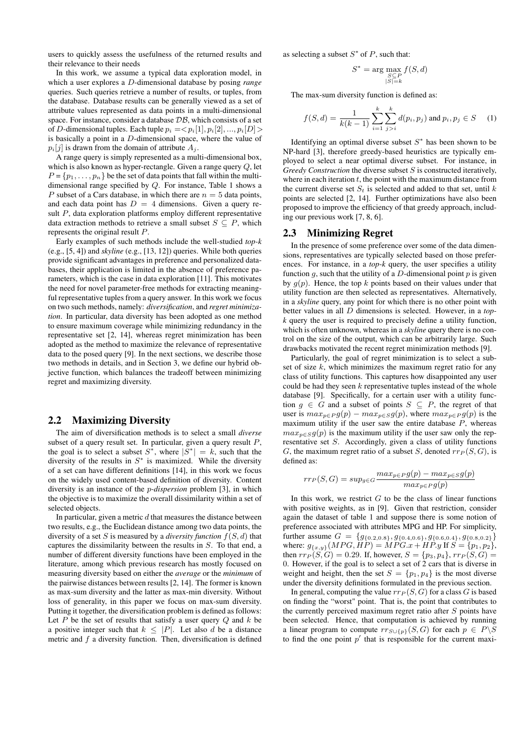users to quickly assess the usefulness of the returned results and their relevance to their needs

In this work, we assume a typical data exploration model, in which a user explores a $D$-dimensional database by posing *range* queries. Such queries retrieve a number of results, or tuples, from the database. Database results can be generally viewed as a set of attribute values represented as data points in a multi-dimensional space. For instance, consider a database $\mathcal{DB}$, which consists of a set of $D$-dimensional tuples. Each tuple $p_i = < p_i[1], p_i[2], ..., p_i[D] >$ is basically a point in a $D$-dimensional space, where the value of $p_i[j]$ is drawn from the domain of attribute $A_j$.

A range query is simply represented as a multi-dimensional box, which is also known as hyper-rectangle. Given a range query $Q$, let $P = \{p_1, \ldots, p_n\}$ be the set of data points that fall within the multi-dimensional range specified by $Q$. For instance, Table 1 shows a $P$ subset of a Cars database, in which there are $n = 5$ data points, and each data point has $D = 4$ dimensions. Given a query result $P$, data exploration platforms employ different representative data extraction methods to retrieve a small subset $S \subseteq P$, which represents the original result $P$.

Early examples of such methods include the well-studied *top-k* (e.g., [5, 4]) and *skyline* (e.g., [13, 12]) queries. While both queries provide significant advantages in preference and personalized databases, their application is limited in the absence of preference parameters, which is the case in data exploration [11]. This motivates the need for novel parameter-free methods for extracting meaningful representative tuples from a query answer. In this work we focus on two such methods, namely: *diversification*, and *regret minimization*. In particular, data diversity has been adopted as one method to ensure maximum coverage while minimizing redundancy in the representative set [2, 14], whereas regret minimization has been adopted as the method to maximize the relevance of representative data to the posed query [9]. In the next sections, we describe those two methods in details, and in Section 3, we define our hybrid objective function, which balances the tradeoff between minimizing regret and maximizing diversity.

## 2.2 Maximizing Diversity

The aim of diversification methods is to select a small *diverse* subset of a query result set. In particular, given a query result $P$, the goal is to select a subset $S^*$, where $|S^*| = k$, such that the diversity of the results in $S^*$ is maximized. While the diversity of a set can have different definitions [14], in this work we focus on the widely used content-based definition of diversity. Content diversity is an instance of the *p-dispersion* problem [3], in which the objective is to maximize the overall dissimilarity within a set of selected objects.

In particular, given a metric $d$ that measures the distance between two results, e.g., the Euclidean distance among two data points, the diversity of a set $S$ is measured by a *diversity function* $f(S, d)$ that captures the dissimilarity between the results in $S$. To that end, a number of different diversity functions have been employed in the literature, among which previous research has mostly focused on measuring diversity based on either the *average* or the *minimum* of the pairwise distances between results [2, 14]. The former is known as max-sum diversity and the latter as max-min diversity. Without loss of generality, in this paper we focus on max-sum diversity. Putting it together, the diversification problem is defined as follows: Let $P$ be the set of results that satisfy a user query $Q$ and $k$ be a positive integer such that $k \leq |P|$. Let also $d$ be a distance metric and $f$ a diversity function. Then, diversification is defined as selecting a subset $S^*$ of $P$, such that:

$$S^* = \arg \max_{\substack{S \subseteq P \\ |S|=k}} f(S, d)$$

The max-sum diversity function is defined as:

$$f(S, d) = \frac{1}{k(k-1)} \sum_{i=1}^{k} \sum_{j>i}^{k} d(p_i, p_j) \text{ and } p_i, p_j \in S \quad (1)$$

Identifying an optimal diverse subset $S^*$ has been shown to be NP-hard [3], therefore greedy-based heuristics are typically employed to select a near optimal diverse subset. For instance, in *Greedy Construction* the diverse subset $S$ is constructed iteratively, where in each iteration $t$, the point with the maximum distance from the current diverse set $S_t$ is selected and added to that set, until $k$ points are selected [2, 14]. Further optimizations have also been proposed to improve the efficiency of that greedy approach, including our previous work [7, 8, 6].

## 2.3 Minimizing Regret

In the presence of some preference over some of the data dimensions, representatives are typically selected based on those preferences. For instance, in a *top-k* query, the user specifies a utility function $g$, such that the utility of a $D$-dimensional point $p$ is given by $g(p)$. Hence, the top $k$ points based on their values under that utility function are then selected as representatives. Alternatively, in a *skyline* query, any point for which there is no other point with better values in all $D$ dimensions is selected. However, in a *top-k* query the user is required to precisely define a utility function, which is often unknown, whereas in a *skyline* query there is no control on the size of the output, which can be arbitrarily large. Such drawbacks motivated the recent regret minimization methods [9].

Particularly, the goal of regret minimization is to select a subset of size $k$, which minimizes the maximum regret ratio for any class of utility functions. This captures how disappointed any user could be had they seen $k$ representative tuples instead of the whole database [9]. Specifically, for a certain user with a utility function $g \in G$ and a subset of points $S \subseteq P$, the regret of that user is $max_{p \in P} g(p) - max_{p \in S} g(p)$, where $max_{p \in P} g(p)$ is the maximum utility if the user saw the entire database $P$, whereas $max_{p \in S} g(p)$ is the maximum utility if the user saw only the representative set $S$. Accordingly, given a class of utility functions $G$, the maximum regret ratio of a subset $S$, denoted $rr_P(S, G)$, is defined as:

$$rr_P(S, G) = sup_{g \in G} \frac{max_{p \in P} g(p) - max_{p \in S} g(p)}{max_{p \in P} g(p)}$$

In this work, we restrict $G$ to be the class of linear functions with positive weights, as in [9]. Given that restriction, consider again the dataset of table 1 and suppose there is some notion of preference associated with attributes MPG and HP. For simplicity, further assume $G = \{g_{\{0.2,0.8\}}, g_{\{0.4,0.6\}}, g_{\{0.6,0.4\}}, g_{\{0.8,0.2\}}\}$ where: $g_{\{x,y\}}(MPG, HP) = MPG.x + HP.y$ If $S = \{p_1, p_2\}$, then $rr_P(S, G) = 0.29$. If, however, $S = \{p_3, p_4\}$, $rr_P(S, G) = 0$. However, if the goal is to select a set of 2 cars that is diverse in weight and height, then the set $S = \{p_1, p_4\}$ is the most diverse under the diversity definitions formulated in the previous section.

In general, computing the value $rr_P(S, G)$ for a class $G$ is based on finding the "worst" point. That is, the point that contributes to the currently perceived maximum regret ratio after $S$ points have been selected. Hence, that computation is achieved by running a linear program to compute $rr_{S \cup \{p\}}(S, G)$ for each $p \in P \backslash S$ to find the one point $p'$ that is responsible for the current maxi-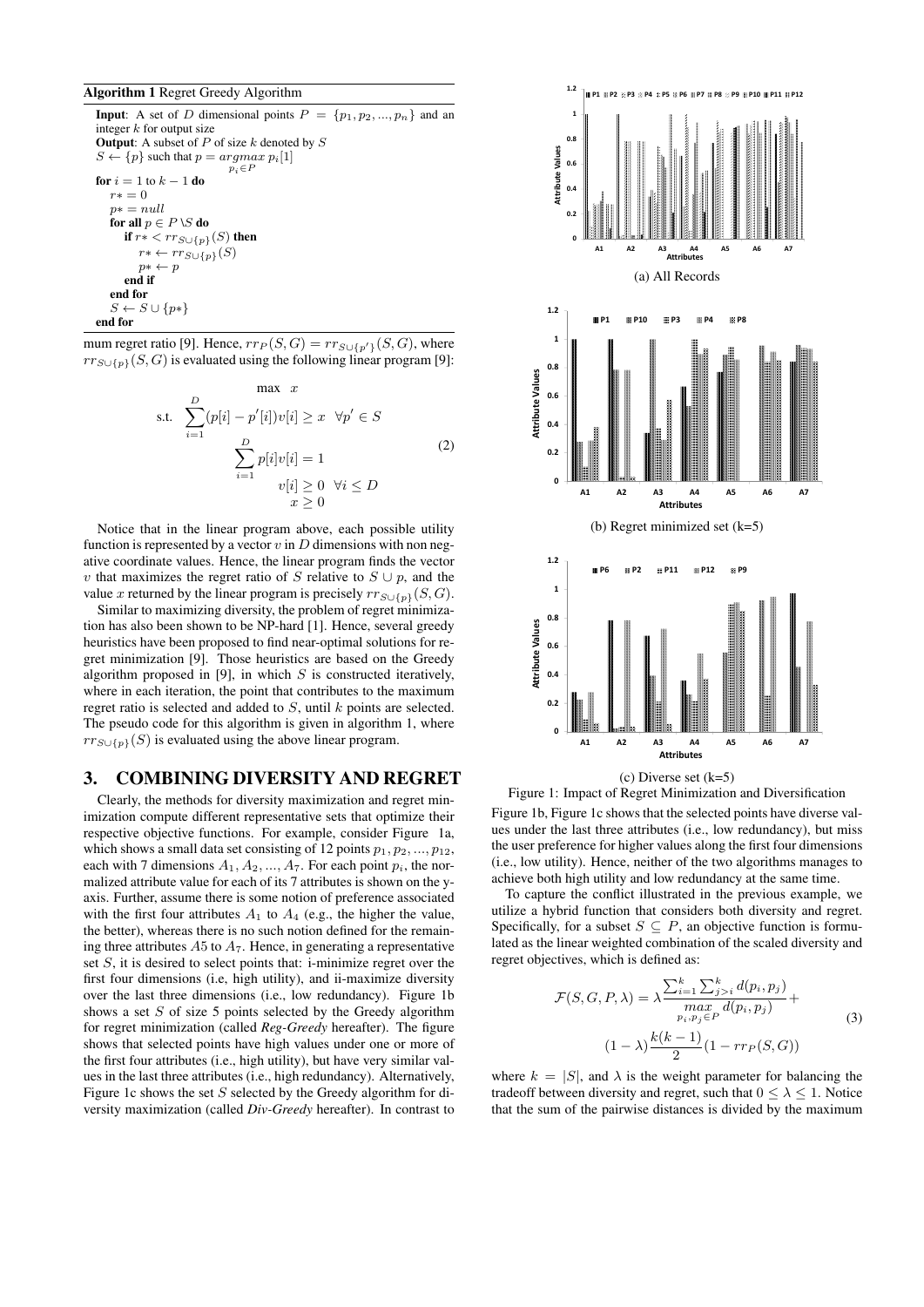**Algorithm 1** Regret Greedy Algorithm

**Input**: A set of $D$ dimensional points $P = \{p_1, p_2, ..., p_n\}$ and an integer $k$ for output size
**Output**: A subset of $P$ of size $k$ denoted by $S$
$S \leftarrow \{p\}$ such that $p = \underset{p_i \in P}{argmax}\, p_i[1]$
**for** $i = 1$ to $k-1$ **do**
  $r* = 0$
  $p* = null$
  **for all** $p \in P \setminus S$ **do**
    **if** $r* < rr_{S\cup\{p\}}(S)$ **then**
      $r* \leftarrow rr_{S\cup\{p\}}(S)$
      $p* \leftarrow p$
    **end if**
  **end for**
  $S \leftarrow S \cup \{p*\}$
**end for**

mum regret ratio [9]. Hence, $rr_P(S, G) = rr_{S\cup\{p'\}}(S, G)$, where $rr_{S\cup\{p\}}(S, G)$ is evaluated using the following linear program [9]:

$$
\begin{aligned}
&\max \quad x \\
\text{s.t.} \quad &\sum_{i=1}^{D}(p[i] - p'[i])v[i] \geq x \quad \forall p' \in S \\
&\sum_{i=1}^{D} p[i]v[i] = 1 \\
&v[i] \geq 0 \quad \forall i \leq D \\
&x \geq 0
\end{aligned}
\tag{2}
$$

Notice that in the linear program above, each possible utility function is represented by a vector $v$ in $D$ dimensions with non negative coordinate values. Hence, the linear program finds the vector $v$ that maximizes the regret ratio of $S$ relative to $S \cup p$, and the value $x$ returned by the linear program is precisely $rr_{S\cup\{p\}}(S, G)$.

Similar to maximizing diversity, the problem of regret minimization has also been shown to be NP-hard [1]. Hence, several greedy heuristics have been proposed to find near-optimal solutions for regret minimization [9]. Those heuristics are based on the Greedy algorithm proposed in [9], in which $S$ is constructed iteratively, where in each iteration, the point that contributes to the maximum regret ratio is selected and added to $S$, until $k$ points are selected. The pseudo code for this algorithm is given in algorithm 1, where $rr_{S\cup\{p\}}(S)$ is evaluated using the above linear program.

## 3. COMBINING DIVERSITY AND REGRET

Clearly, the methods for diversity maximization and regret minimization compute different representative sets that optimize their respective objective functions. For example, consider Figure 1a, which shows a small data set consisting of 12 points $p_1, p_2, ..., p_{12}$, each with 7 dimensions $A_1, A_2, ..., A_7$. For each point $p_i$, the normalized attribute value for each of its 7 attributes is shown on the y-axis. Further, assume there is some notion of preference associated with the first four attributes $A_1$ to $A_4$ (e.g., the higher the value, the better), whereas there is no such notion defined for the remaining three attributes $A5$ to $A_7$. Hence, in generating a representative set $S$, it is desired to select points that: i-minimize regret over the first four dimensions (i.e, high utility), and ii-maximize diversity over the last three dimensions (i.e., low redundancy). Figure 1b shows a set $S$ of size 5 points selected by the Greedy algorithm for regret minimization (called *Reg-Greedy* hereafter). The figure shows that selected points have high values under one or more of the first four attributes (i.e., high utility), but have very similar values in the last three attributes (i.e., high redundancy). Alternatively, Figure 1c shows the set $S$ selected by the Greedy algorithm for diversity maximization (called *Div-Greedy* hereafter). In contrast to

(a) All Records

(b) Regret minimized set (k=5)

(c) Diverse set (k=5)

Figure 1: Impact of Regret Minimization and Diversification

Figure 1b, Figure 1c shows that the selected points have diverse values under the last three attributes (i.e., low redundancy), but miss the user preference for higher values along the first four dimensions (i.e., low utility). Hence, neither of the two algorithms manages to achieve both high utility and low redundancy at the same time.

To capture the conflict illustrated in the previous example, we utilize a hybrid function that considers both diversity and regret. Specifically, for a subset $S \subseteq P$, an objective function is formulated as the linear weighted combination of the scaled diversity and regret objectives, which is defined as:

$$
\mathcal{F}(S, G, P, \lambda) = \lambda \frac{\sum_{i=1}^{k}\sum_{j>i}^{k} d(p_i, p_j)}{\underset{p_i, p_j \in P}{max}\, d(p_i, p_j)} + (1-\lambda)\frac{k(k-1)}{2}(1 - rr_P(S, G))
\tag{3}
$$

where $k = |S|$, and $\lambda$ is the weight parameter for balancing the tradeoff between diversity and regret, such that $0 \leq \lambda \leq 1$. Notice that the sum of the pairwise distances is divided by the maximum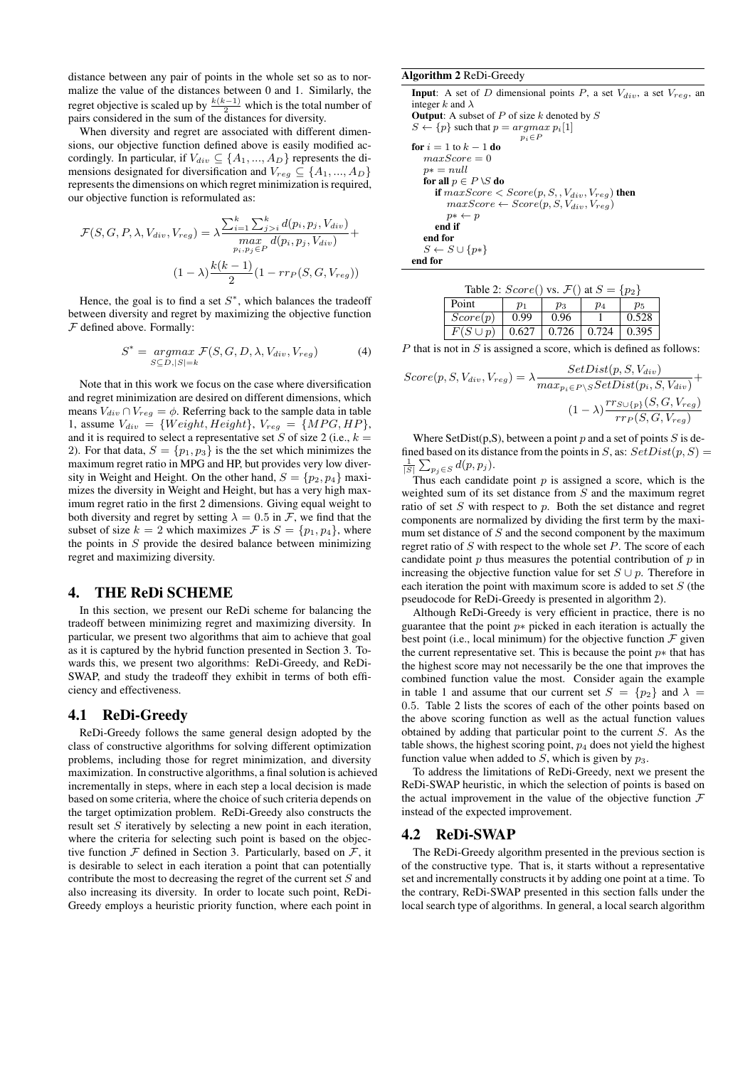distance between any pair of points in the whole set so as to normalize the value of the distances between 0 and 1. Similarly, the regret objective is scaled up by $\frac{k(k-1)}{2}$ which is the total number of pairs considered in the sum of the distances for diversity.

When diversity and regret are associated with different dimensions, our objective function defined above is easily modified accordingly. In particular, if $V_{div} \subseteq \{A_1, ..., A_D\}$ represents the dimensions designated for diversification and $V_{reg} \subseteq \{A_1, ..., A_D\}$ represents the dimensions on which regret minimization is required, our objective function is reformulated as:

$$\mathcal{F}(S, G, P, \lambda, V_{div}, V_{reg}) = \lambda \frac{\sum_{i=1}^{k} \sum_{j>i}^{k} d(p_i, p_j, V_{div})}{\underset{p_i, p_j \in P}{max}\, d(p_i, p_j, V_{div})} + (1-\lambda)\frac{k(k-1)}{2}(1 - rr_P(S, G, V_{reg}))$$

Hence, the goal is to find a set $S^*$, which balances the tradeoff between diversity and regret by maximizing the objective function $\mathcal{F}$ defined above. Formally:

$$S^* = \underset{S \subseteq D, |S|=k}{argmax}\, \mathcal{F}(S, G, D, \lambda, V_{div}, V_{reg}) \quad (4)$$

Note that in this work we focus on the case where diversification and regret minimization are desired on different dimensions, which means $V_{div} \cap V_{reg} = \phi$. Referring back to the sample data in table 1, assume $V_{div} = \{Weight, Height\}$, $V_{reg} = \{MPG, HP\}$, and it is required to select a representative set $S$ of size 2 (i.e., $k = 2$). For that data, $S = \{p_1, p_3\}$ is the the set which minimizes the maximum regret ratio in MPG and HP, but provides very low diversity in Weight and Height. On the other hand, $S = \{p_2, p_4\}$ maximizes the diversity in Weight and Height, but has a very high maximum regret ratio in the first 2 dimensions. Giving equal weight to both diversity and regret by setting $\lambda = 0.5$ in $\mathcal{F}$, we find that the subset of size $k = 2$ which maximizes $\mathcal{F}$ is $S = \{p_1, p_4\}$, where the points in $S$ provide the desired balance between minimizing regret and maximizing diversity.

## 4. THE ReDi SCHEME

In this section, we present our ReDi scheme for balancing the tradeoff between minimizing regret and maximizing diversity. In particular, we present two algorithms that aim to achieve that goal as it is captured by the hybrid function presented in Section 3. Towards this, we present two algorithms: ReDi-Greedy, and ReDi-SWAP, and study the tradeoff they exhibit in terms of both efficiency and effectiveness.

### 4.1 ReDi-Greedy

ReDi-Greedy follows the same general design adopted by the class of constructive algorithms for solving different optimization problems, including those for regret minimization, and diversity maximization. In constructive algorithms, a final solution is achieved incrementally in steps, where in each step a local decision is made based on some criteria, where the choice of such criteria depends on the target optimization problem. ReDi-Greedy also constructs the result set $S$ iteratively by selecting a new point in each iteration, where the criteria for selecting such point is based on the objective function $\mathcal{F}$ defined in Section 3. Particularly, based on $\mathcal{F}$, it is desirable to select in each iteration a point that can potentially contribute the most to decreasing the regret of the current set $S$ and also increasing its diversity. In order to locate such point, ReDi-Greedy employs a heuristic priority function, where each point in

**Algorithm 2** ReDi-Greedy

```
Input: A set of D dimensional points P, a set V_div, a set V_reg, an
integer k and λ
Output: A subset of P of size k denoted by S
S ← {p} such that p = argmax_{p_i ∈ P} p_i[1]
for i = 1 to k − 1 do
    maxScore = 0
    p* = null
    for all p ∈ P \S do
        if maxScore < Score(p, S, , V_div, V_reg) then
            maxScore ← Score(p, S, V_div, V_reg)
            p* ← p
        end if
    end for
    S ← S ∪ {p*}
end for
```

Table 2: $Score()$ vs. $\mathcal{F}()$ at $S = \{p_2\}$

| Point | $p_1$ | $p_3$ | $p_4$ | $p_5$ |
|---|---|---|---|---|
| $Score(p)$ | 0.99 | 0.96 | 1 | 0.528 |
| $F(S \cup p)$ | 0.627 | 0.726 | 0.724 | 0.395 |

$P$ that is not in $S$ is assigned a score, which is defined as follows:

$$Score(p, S, V_{div}, V_{reg}) = \lambda \frac{SetDist(p, S, V_{div})}{max_{p_i \in P \setminus S} SetDist(p_i, S, V_{div})} + (1-\lambda)\frac{rr_{S \cup \{p\}}(S, G, V_{reg})}{rr_P(S, G, V_{reg})}$$

Where SetDist(p,S), between a point $p$ and a set of points $S$ is defined based on its distance from the points in $S$, as: $SetDist(p, S) = \frac{1}{|S|}\sum_{p_j \in S} d(p, p_j)$.

Thus each candidate point $p$ is assigned a score, which is the weighted sum of its set distance from $S$ and the maximum regret ratio of set $S$ with respect to $p$. Both the set distance and regret components are normalized by dividing the first term by the maximum set distance of $S$ and the second component by the maximum regret ratio of $S$ with respect to the whole set $P$. The score of each candidate point $p$ thus measures the potential contribution of $p$ in increasing the objective function value for set $S \cup p$. Therefore in each iteration the point with maximum score is added to set $S$ (the pseudocode for ReDi-Greedy is presented in algorithm 2).

Although ReDi-Greedy is very efficient in practice, there is no guarantee that the point $p*$ picked in each iteration is actually the best point (i.e., local minimum) for the objective function $\mathcal{F}$ given the current representative set. This is because the point $p*$ that has the highest score may not necessarily be the one that improves the combined function value the most. Consider again the example in table 1 and assume that our current set $S = \{p_2\}$ and $\lambda = 0.5$. Table 2 lists the scores of each of the other points based on the above scoring function as well as the actual function values obtained by adding that particular point to the current $S$. As the table shows, the highest scoring point, $p_4$ does not yield the highest function value when added to $S$, which is given by $p_3$.

To address the limitations of ReDi-Greedy, next we present the ReDi-SWAP heuristic, in which the selection of points is based on the actual improvement in the value of the objective function $\mathcal{F}$ instead of the expected improvement.

### 4.2 ReDi-SWAP

The ReDi-Greedy algorithm presented in the previous section is of the constructive type. That is, it starts without a representative set and incrementally constructs it by adding one point at a time. To the contrary, ReDi-SWAP presented in this section falls under the local search type of algorithms. In general, a local search algorithm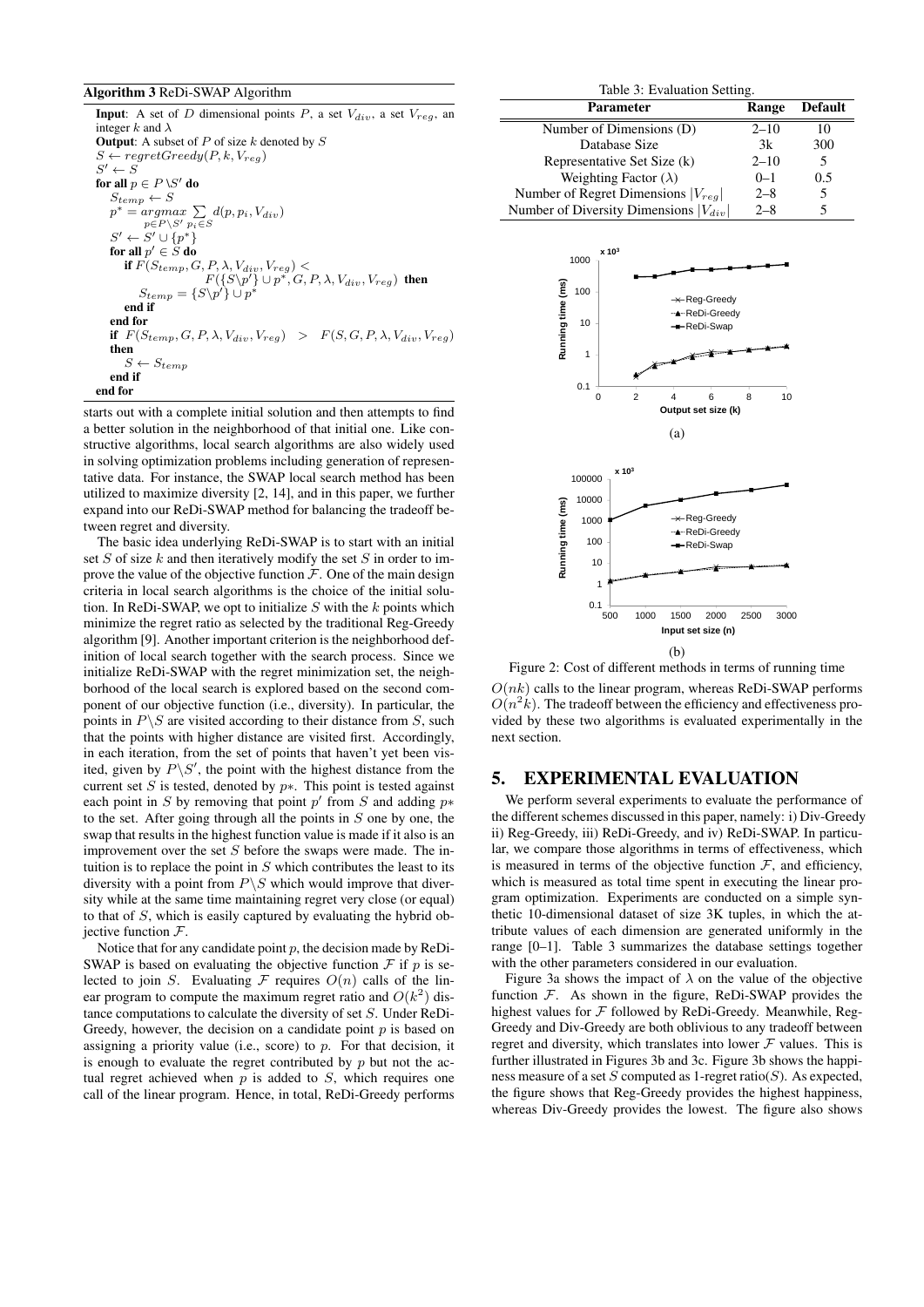**Algorithm 3** ReDi-SWAP Algorithm

**Input**: A set of $D$ dimensional points $P$, a set $V_{div}$, a set $V_{reg}$, an integer $k$ and $\lambda$
**Output**: A subset of $P$ of size $k$ denoted by $S$
$S \leftarrow regretGreedy(P, k, V_{reg})$
$S' \leftarrow S$
**for all** $p \in P \setminus S'$ **do**
  $S_{temp} \leftarrow S$
  $p^* = \underset{p \in P \setminus S'}{argmax} \sum_{p_i \in S} d(p, p_i, V_{div})$
  $S' \leftarrow S' \cup \{p^*\}$
  **for all** $p' \in S$ **do**
    **if** $F(S_{temp}, G, P, \lambda, V_{div}, V_{reg}) < F(\{S \setminus p'\} \cup p^*, G, P, \lambda, V_{div}, V_{reg})$ **then**
      $S_{temp} = \{S \setminus p'\} \cup p^*$
    **end if**
  **end for**
  **if** $F(S_{temp}, G, P, \lambda, V_{div}, V_{reg}) > F(S, G, P, \lambda, V_{div}, V_{reg})$ **then**
    $S \leftarrow S_{temp}$
  **end if**
**end for**

starts out with a complete initial solution and then attempts to find a better solution in the neighborhood of that initial one. Like constructive algorithms, local search algorithms are also widely used in solving optimization problems including generation of representative data. For instance, the SWAP local search method has been utilized to maximize diversity [2, 14], and in this paper, we further expand into our ReDi-SWAP method for balancing the tradeoff between regret and diversity.

The basic idea underlying ReDi-SWAP is to start with an initial set $S$ of size $k$ and then iteratively modify the set $S$ in order to improve the value of the objective function $\mathcal{F}$. One of the main design criteria in local search algorithms is the choice of the initial solution. In ReDi-SWAP, we opt to initialize $S$ with the $k$ points which minimize the regret ratio as selected by the traditional Reg-Greedy algorithm [9]. Another important criterion is the neighborhood definition of local search together with the search process. Since we initialize ReDi-SWAP with the regret minimization set, the neighborhood of the local search is explored based on the second component of our objective function (i.e., diversity). In particular, the points in $P \setminus S$ are visited according to their distance from $S$, such that the points with higher distance are visited first. Accordingly, in each iteration, from the set of points that haven't yet been visited, given by $P \setminus S'$, the point with the highest distance from the current set $S$ is tested, denoted by $p*$. This point is tested against each point in $S$ by removing that point $p'$ from $S$ and adding $p*$ to the set. After going through all the points in $S$ one by one, the swap that results in the highest function value is made if it also is an improvement over the set $S$ before the swaps were made. The intuition is to replace the point in $S$ which contributes the least to its diversity with a point from $P \setminus S$ which would improve that diversity while at the same time maintaining regret very close (or equal) to that of $S$, which is easily captured by evaluating the hybrid objective function $\mathcal{F}$.

Notice that for any candidate point $p$, the decision made by ReDi-SWAP is based on evaluating the objective function $\mathcal{F}$ if $p$ is selected to join $S$. Evaluating $\mathcal{F}$ requires $O(n)$ calls of the linear program to compute the maximum regret ratio and $O(k^2)$ distance computations to calculate the diversity of set $S$. Under ReDi-Greedy, however, the decision on a candidate point $p$ is based on assigning a priority value (i.e., score) to $p$. For that decision, it is enough to evaluate the regret contributed by $p$ but not the actual regret achieved when $p$ is added to $S$, which requires one call of the linear program. Hence, in total, ReDi-Greedy performs $O(nk)$ calls to the linear program, whereas ReDi-SWAP performs $O(n^2k)$. The tradeoff between the efficiency and effectiveness provided by these two algorithms is evaluated experimentally in the next section.

Table 3: Evaluation Setting.

| Parameter | Range | Default |
|---|---|---|
| Number of Dimensions (D) | 2–10 | 10 |
| Database Size | 3k | 300 |
| Representative Set Size (k) | 2–10 | 5 |
| Weighting Factor ($\lambda$) | 0–1 | 0.5 |
| Number of Regret Dimensions $\|V_{reg}\|$ | 2–8 | 5 |
| Number of Diversity Dimensions $\|V_{div}\|$ | 2–8 | 5 |

(a)

(b)

Figure 2: Cost of different methods in terms of running time

## 5. EXPERIMENTAL EVALUATION

We perform several experiments to evaluate the performance of the different schemes discussed in this paper, namely: i) Div-Greedy ii) Reg-Greedy, iii) ReDi-Greedy, and iv) ReDi-SWAP. In particular, we compare those algorithms in terms of effectiveness, which is measured in terms of the objective function $\mathcal{F}$, and efficiency, which is measured as total time spent in executing the linear program optimization. Experiments are conducted on a simple synthetic 10-dimensional dataset of size 3K tuples, in which the attribute values of each dimension are generated uniformly in the range [0–1]. Table 3 summarizes the database settings together with the other parameters considered in our evaluation.

Figure 3a shows the impact of $\lambda$ on the value of the objective function $\mathcal{F}$. As shown in the figure, ReDi-SWAP provides the highest values for $\mathcal{F}$ followed by ReDi-Greedy. Meanwhile, Reg-Greedy and Div-Greedy are both oblivious to any tradeoff between regret and diversity, which translates into lower $\mathcal{F}$ values. This is further illustrated in Figures 3b and 3c. Figure 3b shows the happiness measure of a set $S$ computed as 1-regret ratio($S$). As expected, the figure shows that Reg-Greedy provides the highest happiness, whereas Div-Greedy provides the lowest. The figure also shows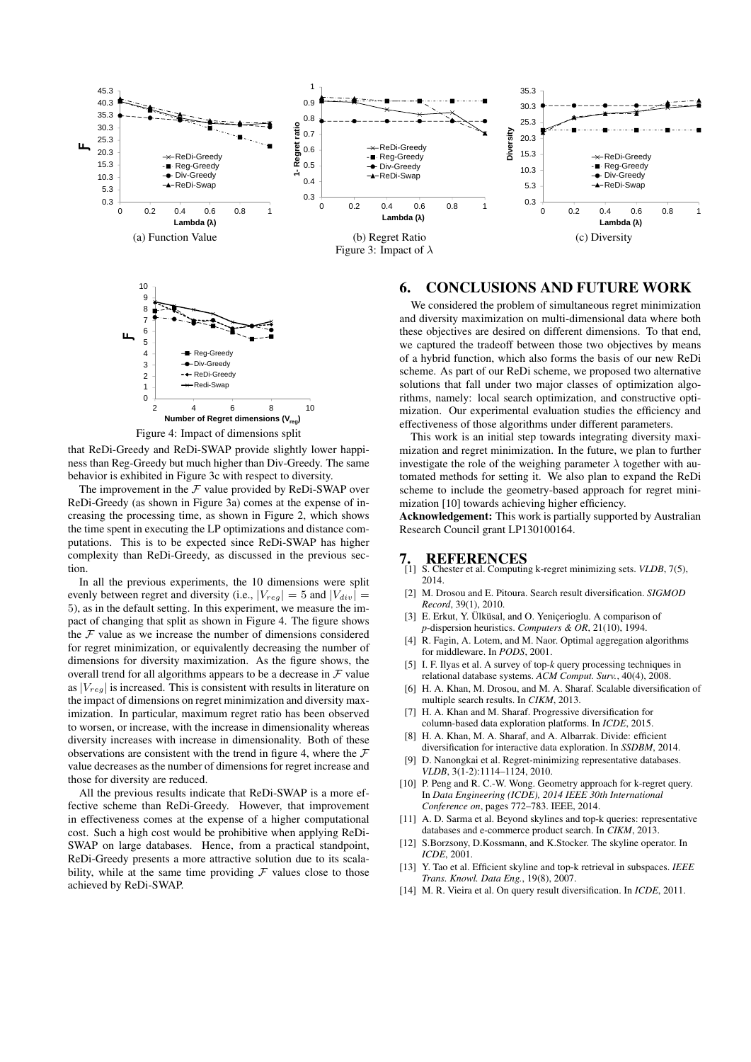45.3
40.3
35.3
30.3
25.3
20.3
15.3
10.3
5.3
0.3

F

0 0.2 0.4 0.6 0.8 1

Lambda (λ)

ReDi-Greedy
Reg-Greedy
Div-Greedy
ReDi-Swap

(a) Function Value

1
0.9
0.8
0.7
0.6
0.5
0.4
0.3

1- Regret ratio

0 0.2 0.4 0.6 0.8 1

Lambda (λ)

ReDi-Greedy
Reg-Greedy
Div-Greedy
ReDi-Swap

(b) Regret Ratio

35.3
30.3
25.3
20.3
15.3
10.3
5.3
0.3

Diversity

0 0.2 0.4 0.6 0.8 1

Lambda (λ)

ReDi-Greedy
Reg-Greedy
Div-Greedy
ReDi-Swap

(c) Diversity

Figure 3: Impact of $\lambda$

10
9
8
7
6
5
4
3
2
1
0

F

2 4 6 8 10

Number of Regret dimensions ($V_{reg}$)

Reg-Greedy
Div-Greedy
ReDi-Greedy
Redi-Swap

Figure 4: Impact of dimensions split

that ReDi-Greedy and ReDi-SWAP provide slightly lower happiness than Reg-Greedy but much higher than Div-Greedy. The same behavior is exhibited in Figure 3c with respect to diversity.

The improvement in the $\mathcal{F}$ value provided by ReDi-SWAP over ReDi-Greedy (as shown in Figure 3a) comes at the expense of increasing the processing time, as shown in Figure 2, which shows the time spent in executing the LP optimizations and distance computations. This is to be expected since ReDi-SWAP has higher complexity than ReDi-Greedy, as discussed in the previous section.

In all the previous experiments, the 10 dimensions were split evenly between regret and diversity (i.e., $|V_{reg}| = 5$ and $|V_{div}| = 5$), as in the default setting. In this experiment, we measure the impact of changing that split as shown in Figure 4. The figure shows the $\mathcal{F}$ value as we increase the number of dimensions considered for regret minimization, or equivalently decreasing the number of dimensions for diversity maximization. As the figure shows, the overall trend for all algorithms appears to be a decrease in $\mathcal{F}$ value as $|V_{reg}|$ is increased. This is consistent with results in literature on the impact of dimensions on regret minimization and diversity maximization. In particular, maximum regret ratio has been observed to worsen, or increase, with the increase in dimensionality whereas diversity increases with increase in dimensionality. Both of these observations are consistent with the trend in figure 4, where the $\mathcal{F}$ value decreases as the number of dimensions for regret increase and those for diversity are reduced.

All the previous results indicate that ReDi-SWAP is a more effective scheme than ReDi-Greedy. However, that improvement in effectiveness comes at the expense of a higher computational cost. Such a high cost would be prohibitive when applying ReDi-SWAP on large databases. Hence, from a practical standpoint, ReDi-Greedy presents a more attractive solution due to its scalability, while at the same time providing $\mathcal{F}$ values close to those achieved by ReDi-SWAP.

# 6. CONCLUSIONS AND FUTURE WORK

We considered the problem of simultaneous regret minimization and diversity maximization on multi-dimensional data where both these objectives are desired on different dimensions. To that end, we captured the tradeoff between those two objectives by means of a hybrid function, which also forms the basis of our new ReDi scheme. As part of our ReDi scheme, we proposed two alternative solutions that fall under two major classes of optimization algorithms, namely: local search optimization, and constructive optimization. Our experimental evaluation studies the efficiency and effectiveness of those algorithms under different parameters.

This work is an initial step towards integrating diversity maximization and regret minimization. In the future, we plan to further investigate the role of the weighing parameter $\lambda$ together with automated methods for setting it. We also plan to expand the ReDi scheme to include the geometry-based approach for regret minimization [10] towards achieving higher efficiency.

**Acknowledgement:** This work is partially supported by Australian Research Council grant LP130100164.

# 7. REFERENCES

[1] S. Chester et al. Computing k-regret minimizing sets. *VLDB*, 7(5), 2014.

[2] M. Drosou and E. Pitoura. Search result diversification. *SIGMOD Record*, 39(1), 2010.

[3] E. Erkut, Y. Ülküsal, and O. Yeniçerioglu. A comparison of *p*-dispersion heuristics. *Computers & OR*, 21(10), 1994.

[4] R. Fagin, A. Lotem, and M. Naor. Optimal aggregation algorithms for middleware. In *PODS*, 2001.

[5] I. F. Ilyas et al. A survey of top-*k* query processing techniques in relational database systems. *ACM Comput. Surv.*, 40(4), 2008.

[6] H. A. Khan, M. Drosou, and M. A. Sharaf. Scalable diversification of multiple search results. In *CIKM*, 2013.

[7] H. A. Khan and M. Sharaf. Progressive diversification for column-based data exploration platforms. In *ICDE*, 2015.

[8] H. A. Khan, M. A. Sharaf, and A. Albarrak. Divide: efficient diversification for interactive data exploration. In *SSDBM*, 2014.

[9] D. Nanongkai et al. Regret-minimizing representative databases. *VLDB*, 3(1-2):1114–1124, 2010.

[10] P. Peng and R. C.-W. Wong. Geometry approach for k-regret query. In *Data Engineering (ICDE), 2014 IEEE 30th International Conference on*, pages 772–783. IEEE, 2014.

[11] A. D. Sarma et al. Beyond skylines and top-k queries: representative databases and e-commerce product search. In *CIKM*, 2013.

[12] S.Borzsony, D.Kossmann, and K.Stocker. The skyline operator. In *ICDE*, 2001.

[13] Y. Tao et al. Efficient skyline and top-k retrieval in subspaces. *IEEE Trans. Knowl. Data Eng.*, 19(8), 2007.

[14] M. R. Vieira et al. On query result diversification. In *ICDE*, 2011.